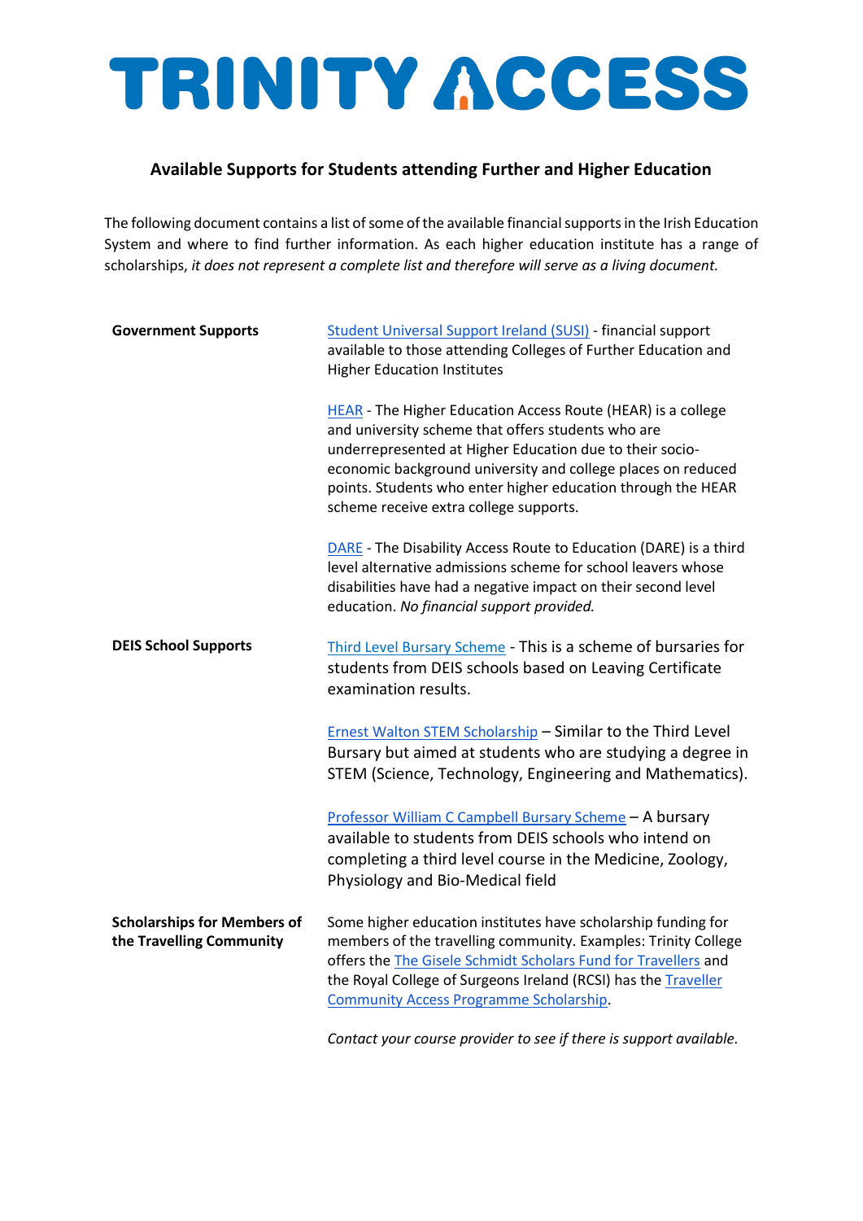# TRINITY ACCESS

## Available Supports for Students attending Further and Higher Education

The following document contains a list of some of the available financial supports in the Irish Education System and where to find further information. As each higher education institute has a range of scholarships, *it does not represent a complete list and therefore will serve as a living document.*

| | |
|---|---|
| **Government Supports** | Student Universal Support Ireland (SUSI) - financial support available to those attending Colleges of Further Education and Higher Education Institutes |
| | HEAR - The Higher Education Access Route (HEAR) is a college and university scheme that offers students who are underrepresented at Higher Education due to their socio-economic background university and college places on reduced points. Students who enter higher education through the HEAR scheme receive extra college supports. |
| | DARE - The Disability Access Route to Education (DARE) is a third level alternative admissions scheme for school leavers whose disabilities have had a negative impact on their second level education. *No financial support provided.* |
| **DEIS School Supports** | Third Level Bursary Scheme - This is a scheme of bursaries for students from DEIS schools based on Leaving Certificate examination results. |
| | Ernest Walton STEM Scholarship – Similar to the Third Level Bursary but aimed at students who are studying a degree in STEM (Science, Technology, Engineering and Mathematics). |
| | Professor William C Campbell Bursary Scheme – A bursary available to students from DEIS schools who intend on completing a third level course in the Medicine, Zoology, Physiology and Bio-Medical field |
| **Scholarships for Members of the Travelling Community** | Some higher education institutes have scholarship funding for members of the travelling community. Examples: Trinity College offers the The Gisele Schmidt Scholars Fund for Travellers and the Royal College of Surgeons Ireland (RCSI) has the Traveller Community Access Programme Scholarship. |
| | *Contact your course provider to see if there is support available.* |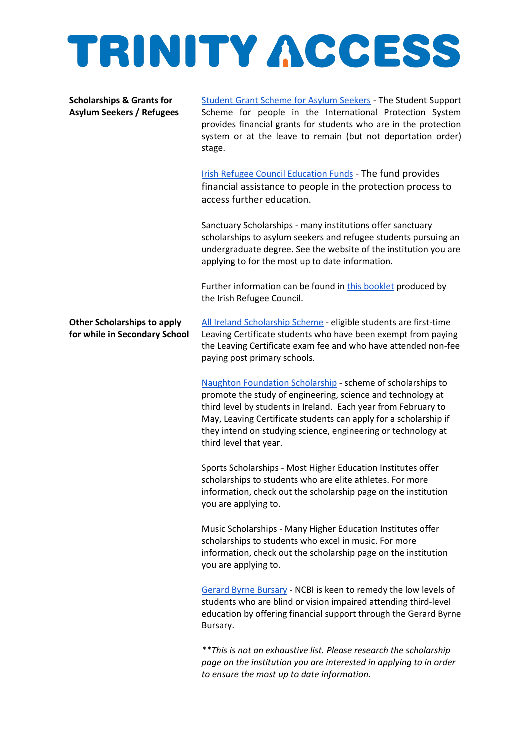# TRINITY ACCESS

**Scholarships & Grants for Asylum Seekers / Refugees**

Student Grant Scheme for Asylum Seekers - The Student Support Scheme for people in the International Protection System provides financial grants for students who are in the protection system or at the leave to remain (but not deportation order) stage.

Irish Refugee Council Education Funds - The fund provides financial assistance to people in the protection process to access further education.

Sanctuary Scholarships - many institutions offer sanctuary scholarships to asylum seekers and refugee students pursuing an undergraduate degree. See the website of the institution you are applying to for the most up to date information.

Further information can be found in this booklet produced by the Irish Refugee Council.

**Other Scholarships to apply for while in Secondary School**

All Ireland Scholarship Scheme - eligible students are first-time Leaving Certificate students who have been exempt from paying the Leaving Certificate exam fee and who have attended non-fee paying post primary schools.

Naughton Foundation Scholarship - scheme of scholarships to promote the study of engineering, science and technology at third level by students in Ireland. Each year from February to May, Leaving Certificate students can apply for a scholarship if they intend on studying science, engineering or technology at third level that year.

Sports Scholarships - Most Higher Education Institutes offer scholarships to students who are elite athletes. For more information, check out the scholarship page on the institution you are applying to.

Music Scholarships - Many Higher Education Institutes offer scholarships to students who excel in music. For more information, check out the scholarship page on the institution you are applying to.

Gerard Byrne Bursary - NCBI is keen to remedy the low levels of students who are blind or vision impaired attending third-level education by offering financial support through the Gerard Byrne Bursary.

*\*\*This is not an exhaustive list. Please research the scholarship page on the institution you are interested in applying to in order to ensure the most up to date information.*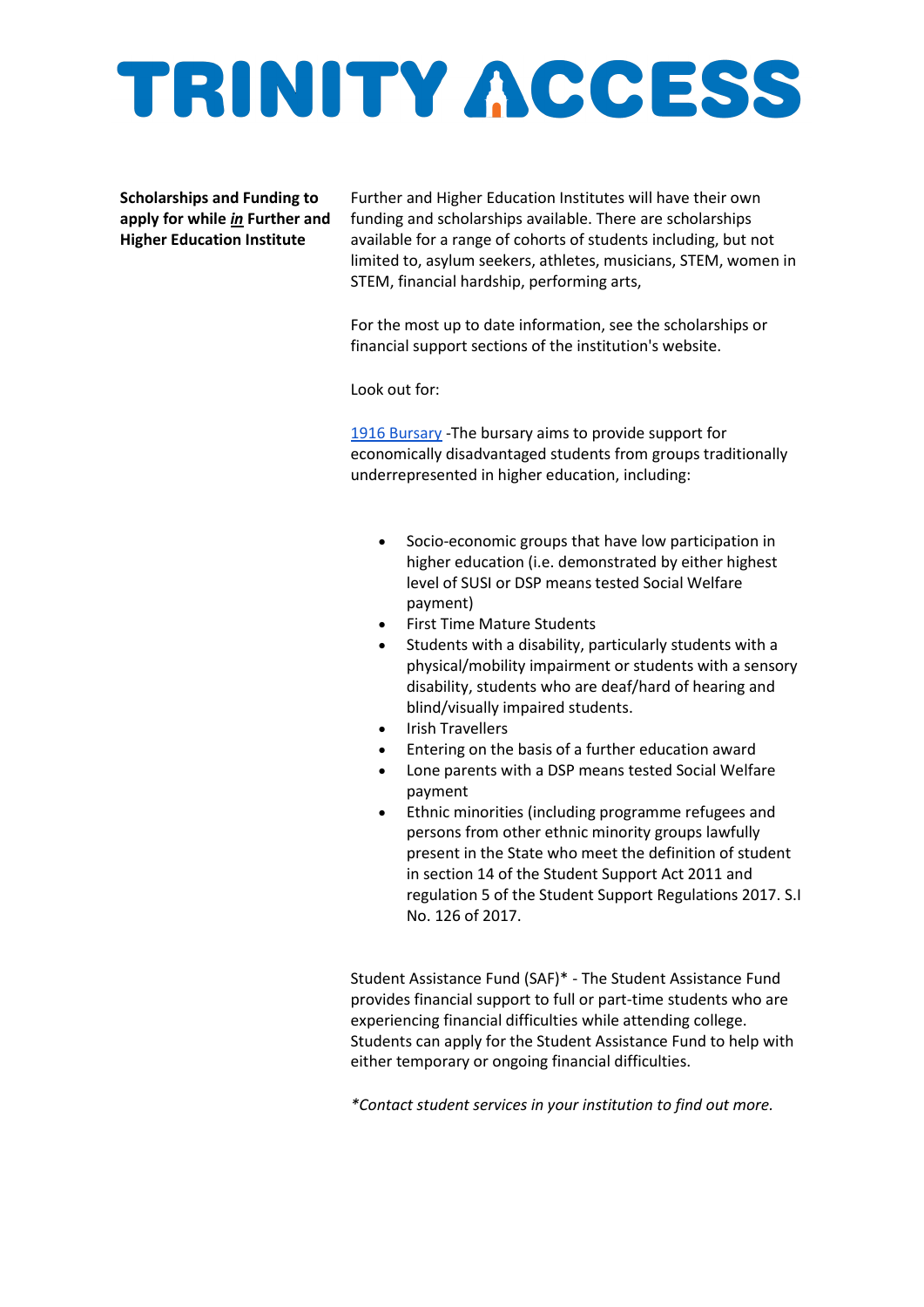# TRINITY ACCESS

**Scholarships and Funding to apply for while _in_ Further and Higher Education Institute**

Further and Higher Education Institutes will have their own funding and scholarships available. There are scholarships available for a range of cohorts of students including, but not limited to, asylum seekers, athletes, musicians, STEM, women in STEM, financial hardship, performing arts,

For the most up to date information, see the scholarships or financial support sections of the institution's website.

Look out for:

1916 Bursary -The bursary aims to provide support for economically disadvantaged students from groups traditionally underrepresented in higher education, including:

- Socio-economic groups that have low participation in higher education (i.e. demonstrated by either highest level of SUSI or DSP means tested Social Welfare payment)
- First Time Mature Students
- Students with a disability, particularly students with a physical/mobility impairment or students with a sensory disability, students who are deaf/hard of hearing and blind/visually impaired students.
- Irish Travellers
- Entering on the basis of a further education award
- Lone parents with a DSP means tested Social Welfare payment
- Ethnic minorities (including programme refugees and persons from other ethnic minority groups lawfully present in the State who meet the definition of student in section 14 of the Student Support Act 2011 and regulation 5 of the Student Support Regulations 2017. S.I No. 126 of 2017.

Student Assistance Fund (SAF)* - The Student Assistance Fund provides financial support to full or part-time students who are experiencing financial difficulties while attending college. Students can apply for the Student Assistance Fund to help with either temporary or ongoing financial difficulties.

*\*Contact student services in your institution to find out more.*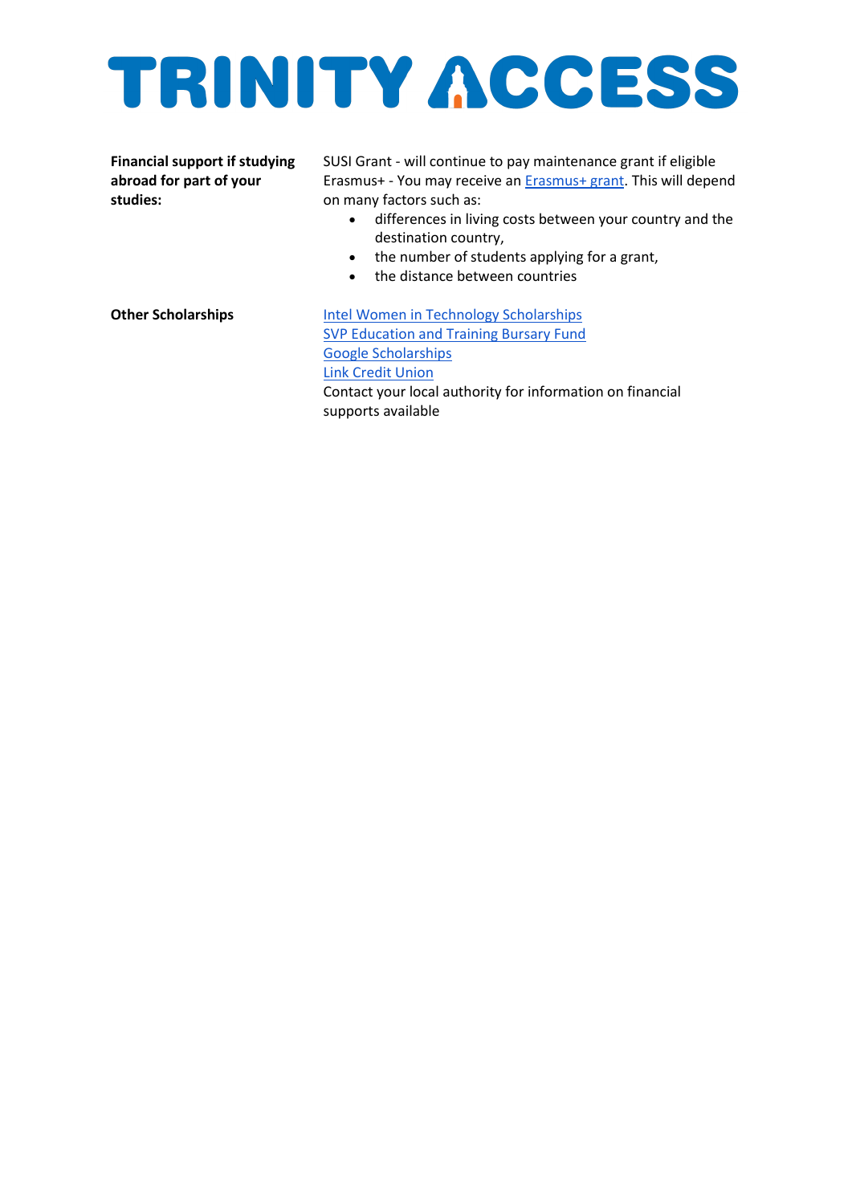# TRINITY ACCESS

| | |
|---|---|
| **Financial support if studying abroad for part of your studies:** | SUSI Grant - will continue to pay maintenance grant if eligible<br>Erasmus+ - You may receive an Erasmus+ grant. This will depend on many factors such as:<br>• differences in living costs between your country and the destination country,<br>• the number of students applying for a grant,<br>• the distance between countries |
| **Other Scholarships** | Intel Women in Technology Scholarships<br>SVP Education and Training Bursary Fund<br>Google Scholarships<br>Link Credit Union<br>Contact your local authority for information on financial supports available |